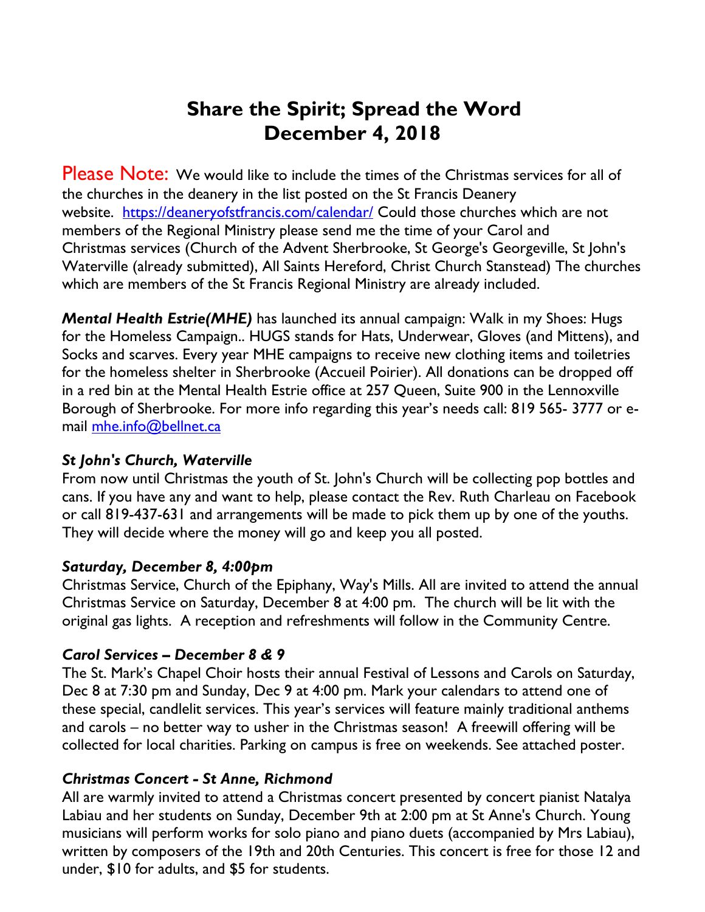# Share the Spirit; Spread the Word
# December 4, 2018

Please Note: We would like to include the times of the Christmas services for all of the churches in the deanery in the list posted on the St Francis Deanery website. https://deaneryofstfrancis.com/calendar/ Could those churches which are not members of the Regional Ministry please send me the time of your Carol and Christmas services (Church of the Advent Sherbrooke, St George's Georgeville, St John's Waterville (already submitted), All Saints Hereford, Christ Church Stanstead) The churches which are members of the St Francis Regional Ministry are already included.

***Mental Health Estrie(MHE)*** has launched its annual campaign: Walk in my Shoes: Hugs for the Homeless Campaign.. HUGS stands for Hats, Underwear, Gloves (and Mittens), and Socks and scarves. Every year MHE campaigns to receive new clothing items and toiletries for the homeless shelter in Sherbrooke (Accueil Poirier). All donations can be dropped off in a red bin at the Mental Health Estrie office at 257 Queen, Suite 900 in the Lennoxville Borough of Sherbrooke. For more info regarding this year's needs call: 819 565- 3777 or e-mail mhe.info@bellnet.ca

***St John's Church, Waterville***

From now until Christmas the youth of St. John's Church will be collecting pop bottles and cans. If you have any and want to help, please contact the Rev. Ruth Charleau on Facebook or call 819-437-631 and arrangements will be made to pick them up by one of the youths. They will decide where the money will go and keep you all posted.

***Saturday, December 8, 4:00pm***

Christmas Service, Church of the Epiphany, Way's Mills. All are invited to attend the annual Christmas Service on Saturday, December 8 at 4:00 pm. The church will be lit with the original gas lights. A reception and refreshments will follow in the Community Centre.

***Carol Services – December 8 & 9***

The St. Mark's Chapel Choir hosts their annual Festival of Lessons and Carols on Saturday, Dec 8 at 7:30 pm and Sunday, Dec 9 at 4:00 pm. Mark your calendars to attend one of these special, candlelit services. This year's services will feature mainly traditional anthems and carols – no better way to usher in the Christmas season! A freewill offering will be collected for local charities. Parking on campus is free on weekends. See attached poster.

***Christmas Concert - St Anne, Richmond***

All are warmly invited to attend a Christmas concert presented by concert pianist Natalya Labiau and her students on Sunday, December 9th at 2:00 pm at St Anne's Church. Young musicians will perform works for solo piano and piano duets (accompanied by Mrs Labiau), written by composers of the 19th and 20th Centuries. This concert is free for those 12 and under, $10 for adults, and $5 for students.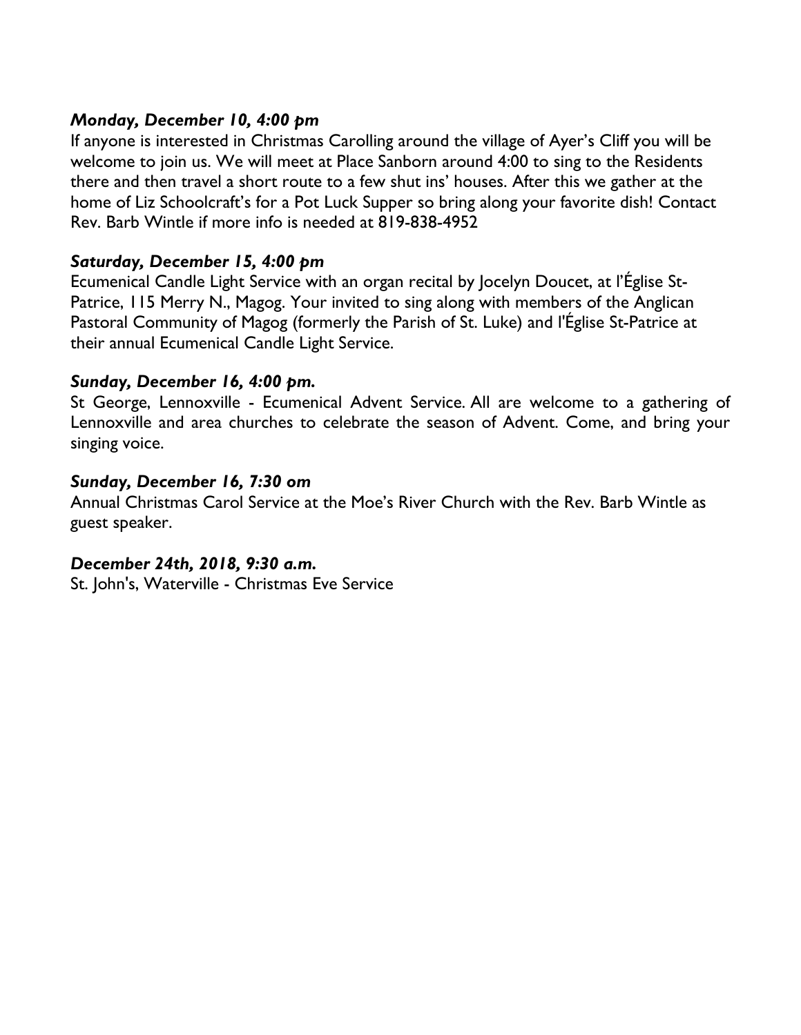***Monday, December 10, 4:00 pm***

If anyone is interested in Christmas Carolling around the village of Ayer's Cliff you will be welcome to join us. We will meet at Place Sanborn around 4:00 to sing to the Residents there and then travel a short route to a few shut ins' houses. After this we gather at the home of Liz Schoolcraft's for a Pot Luck Supper so bring along your favorite dish! Contact Rev. Barb Wintle if more info is needed at 819-838-4952

***Saturday, December 15, 4:00 pm***

Ecumenical Candle Light Service with an organ recital by Jocelyn Doucet, at l'Église St-Patrice, 115 Merry N., Magog. Your invited to sing along with members of the Anglican Pastoral Community of Magog (formerly the Parish of St. Luke) and l'Église St-Patrice at their annual Ecumenical Candle Light Service.

***Sunday, December 16, 4:00 pm.***

St George, Lennoxville - Ecumenical Advent Service. All are welcome to a gathering of Lennoxville and area churches to celebrate the season of Advent. Come, and bring your singing voice.

***Sunday, December 16, 7:30 om***

Annual Christmas Carol Service at the Moe's River Church with the Rev. Barb Wintle as guest speaker.

***December 24th, 2018, 9:30 a.m.***

St. John's, Waterville - Christmas Eve Service